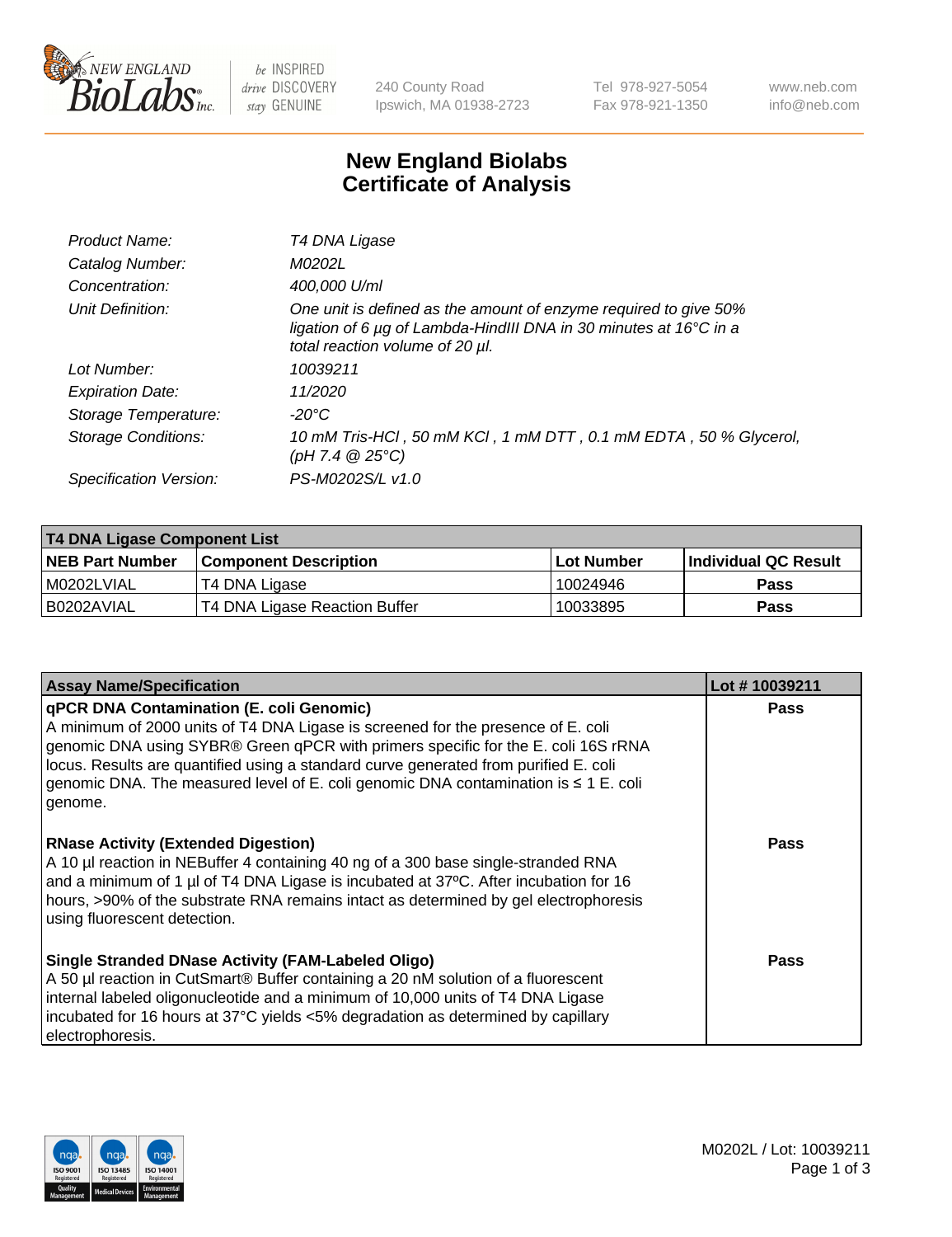# New England Biolabs Certificate of Analysis

| | |
|---|---|
| *Product Name:* | *T4 DNA Ligase* |
| *Catalog Number:* | *M0202L* |
| *Concentration:* | *400,000 U/ml* |
| *Unit Definition:* | *One unit is defined as the amount of enzyme required to give 50% ligation of 6 µg of Lambda-HindIII DNA in 30 minutes at 16°C in a total reaction volume of 20 µl.* |
| *Lot Number:* | *10039211* |
| *Expiration Date:* | *11/2020* |
| *Storage Temperature:* | *-20°C* |
| *Storage Conditions:* | *10 mM Tris-HCl , 50 mM KCl , 1 mM DTT , 0.1 mM EDTA , 50 % Glycerol, (pH 7.4 @ 25°C)* |
| *Specification Version:* | *PS-M0202S/L v1.0* |

| T4 DNA Ligase Component List | | | |
|---|---|---|---|
| **NEB Part Number** | **Component Description** | **Lot Number** | **Individual QC Result** |
| M0202LVIAL | T4 DNA Ligase | 10024946 | **Pass** |
| B0202AVIAL | T4 DNA Ligase Reaction Buffer | 10033895 | **Pass** |

| Assay Name/Specification | Lot # 10039211 |
|---|---|
| **qPCR DNA Contamination (E. coli Genomic)**<br>A minimum of 2000 units of T4 DNA Ligase is screened for the presence of E. coli genomic DNA using SYBR® Green qPCR with primers specific for the E. coli 16S rRNA locus. Results are quantified using a standard curve generated from purified E. coli genomic DNA. The measured level of E. coli genomic DNA contamination is ≤ 1 E. coli genome. | **Pass** |
| **RNase Activity (Extended Digestion)**<br>A 10 µl reaction in NEBuffer 4 containing 40 ng of a 300 base single-stranded RNA and a minimum of 1 µl of T4 DNA Ligase is incubated at 37ºC. After incubation for 16 hours, >90% of the substrate RNA remains intact as determined by gel electrophoresis using fluorescent detection. | **Pass** |
| **Single Stranded DNase Activity (FAM-Labeled Oligo)**<br>A 50 µl reaction in CutSmart® Buffer containing a 20 nM solution of a fluorescent internal labeled oligonucleotide and a minimum of 10,000 units of T4 DNA Ligase incubated for 16 hours at 37°C yields <5% degradation as determined by capillary electrophoresis. | **Pass** |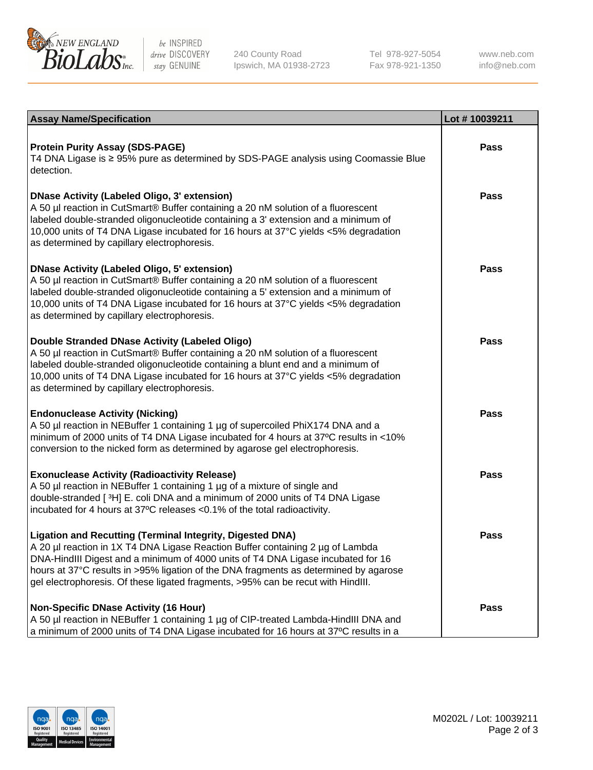| Assay Name/Specification | Lot # 10039211 |
| --- | --- |
| **Protein Purity Assay (SDS-PAGE)**<br>T4 DNA Ligase is ≥ 95% pure as determined by SDS-PAGE analysis using Coomassie Blue detection. | Pass |
| **DNase Activity (Labeled Oligo, 3' extension)**<br>A 50 µl reaction in CutSmart® Buffer containing a 20 nM solution of a fluorescent labeled double-stranded oligonucleotide containing a 3' extension and a minimum of 10,000 units of T4 DNA Ligase incubated for 16 hours at 37°C yields <5% degradation as determined by capillary electrophoresis. | Pass |
| **DNase Activity (Labeled Oligo, 5' extension)**<br>A 50 µl reaction in CutSmart® Buffer containing a 20 nM solution of a fluorescent labeled double-stranded oligonucleotide containing a 5' extension and a minimum of 10,000 units of T4 DNA Ligase incubated for 16 hours at 37°C yields <5% degradation as determined by capillary electrophoresis. | Pass |
| **Double Stranded DNase Activity (Labeled Oligo)**<br>A 50 µl reaction in CutSmart® Buffer containing a 20 nM solution of a fluorescent labeled double-stranded oligonucleotide containing a blunt end and a minimum of 10,000 units of T4 DNA Ligase incubated for 16 hours at 37°C yields <5% degradation as determined by capillary electrophoresis. | Pass |
| **Endonuclease Activity (Nicking)**<br>A 50 µl reaction in NEBuffer 1 containing 1 µg of supercoiled PhiX174 DNA and a minimum of 2000 units of T4 DNA Ligase incubated for 4 hours at 37ºC results in <10% conversion to the nicked form as determined by agarose gel electrophoresis. | Pass |
| **Exonuclease Activity (Radioactivity Release)**<br>A 50 µl reaction in NEBuffer 1 containing 1 µg of a mixture of single and double-stranded [ $^3$H] E. coli DNA and a minimum of 2000 units of T4 DNA Ligase incubated for 4 hours at 37ºC releases <0.1% of the total radioactivity. | Pass |
| **Ligation and Recutting (Terminal Integrity, Digested DNA)**<br>A 20 µl reaction in 1X T4 DNA Ligase Reaction Buffer containing 2 µg of Lambda DNA-HindIII Digest and a minimum of 4000 units of T4 DNA Ligase incubated for 16 hours at 37°C results in >95% ligation of the DNA fragments as determined by agarose gel electrophoresis. Of these ligated fragments, >95% can be recut with HindIII. | Pass |
| **Non-Specific DNase Activity (16 Hour)**<br>A 50 µl reaction in NEBuffer 1 containing 1 µg of CIP-treated Lambda-HindIII DNA and a minimum of 2000 units of T4 DNA Ligase incubated for 16 hours at 37ºC results in a | Pass |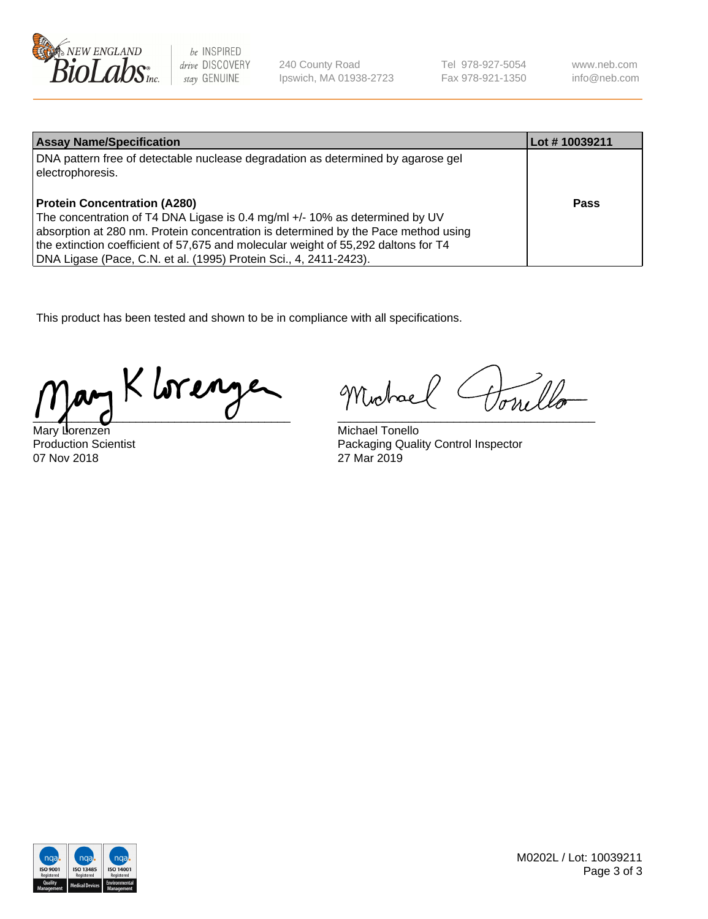240 County Road
Ipswich, MA 01938-2723

Tel 978-927-5054
Fax 978-921-1350

www.neb.com
info@neb.com

| Assay Name/Specification | Lot # 10039211 |
| --- | --- |
| DNA pattern free of detectable nuclease degradation as determined by agarose gel electrophoresis. | |
| **Protein Concentration (A280)**<br>The concentration of T4 DNA Ligase is 0.4 mg/ml +/- 10% as determined by UV absorption at 280 nm. Protein concentration is determined by the Pace method using the extinction coefficient of 57,675 and molecular weight of 55,292 daltons for T4 DNA Ligase (Pace, C.N. et al. (1995) Protein Sci., 4, 2411-2423). | **Pass** |

This product has been tested and shown to be in compliance with all specifications.

Mary Lorenzen
Production Scientist
07 Nov 2018

Michael Tonello
Packaging Quality Control Inspector
27 Mar 2019

M0202L / Lot: 10039211